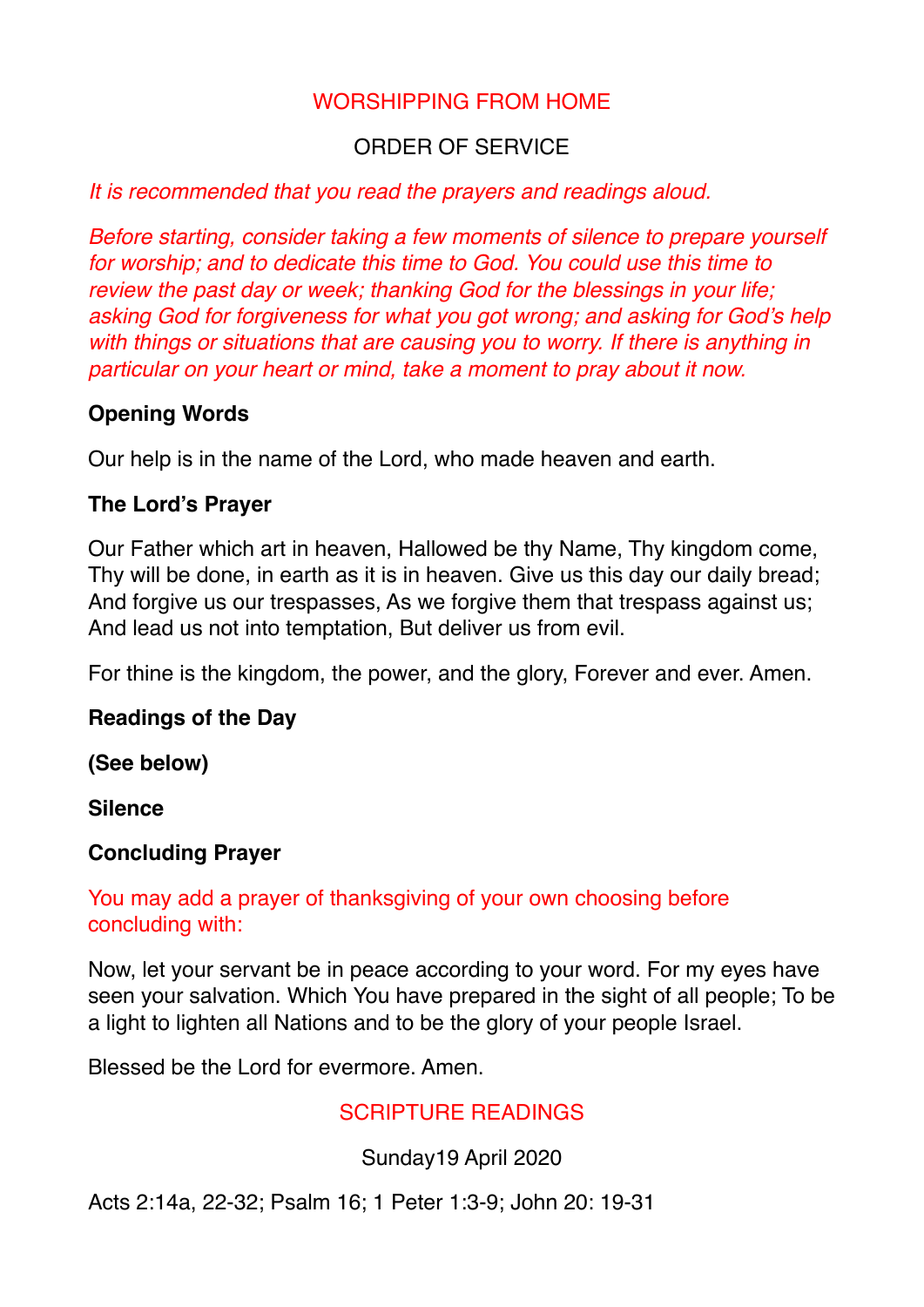# WORSHIPPING FROM HOME

## ORDER OF SERVICE

*It is recommended that you read the prayers and readings aloud.*

*Before starting, consider taking a few moments of silence to prepare yourself for worship; and to dedicate this time to God. You could use this time to review the past day or week; thanking God for the blessings in your life; asking God for forgiveness for what you got wrong; and asking for God's help with things or situations that are causing you to worry. If there is anything in particular on your heart or mind, take a moment to pray about it now.*

**Opening Words**

Our help is in the name of the Lord, who made heaven and earth.

**The Lord's Prayer**

Our Father which art in heaven, Hallowed be thy Name, Thy kingdom come, Thy will be done, in earth as it is in heaven. Give us this day our daily bread; And forgive us our trespasses, As we forgive them that trespass against us; And lead us not into temptation, But deliver us from evil.

For thine is the kingdom, the power, and the glory, Forever and ever. Amen.

**Readings of the Day**

**(See below)**

**Silence**

**Concluding Prayer**

You may add a prayer of thanksgiving of your own choosing before concluding with:

Now, let your servant be in peace according to your word. For my eyes have seen your salvation. Which You have prepared in the sight of all people; To be a light to lighten all Nations and to be the glory of your people Israel.

Blessed be the Lord for evermore. Amen.

## SCRIPTURE READINGS

Sunday19 April 2020

Acts 2:14a, 22-32; Psalm 16; 1 Peter 1:3-9; John 20: 19-31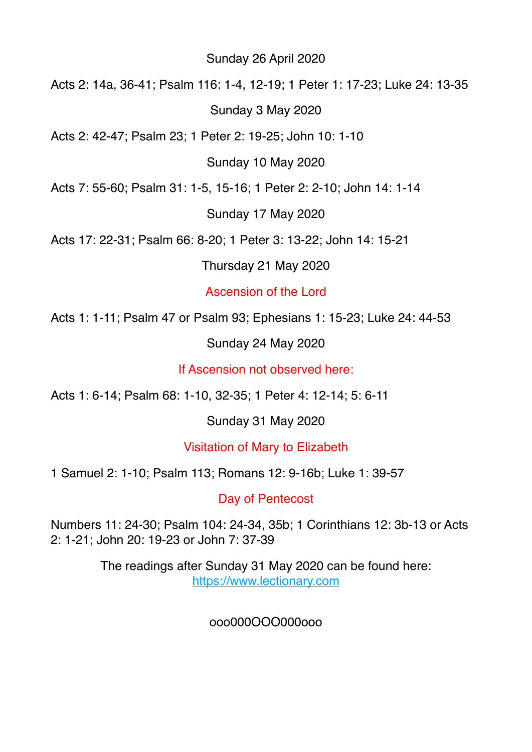Sunday 26 April 2020

Acts 2: 14a, 36-41; Psalm 116: 1-4, 12-19; 1 Peter 1: 17-23; Luke 24: 13-35

Sunday 3 May 2020

Acts 2: 42-47; Psalm 23; 1 Peter 2: 19-25; John 10: 1-10

Sunday 10 May 2020

Acts 7: 55-60; Psalm 31: 1-5, 15-16; 1 Peter 2: 2-10; John 14: 1-14

Sunday 17 May 2020

Acts 17: 22-31; Psalm 66: 8-20; 1 Peter 3: 13-22; John 14: 15-21

Thursday 21 May 2020

Ascension of the Lord

Acts 1: 1-11; Psalm 47 or Psalm 93; Ephesians 1: 15-23; Luke 24: 44-53

Sunday 24 May 2020

If Ascension not observed here:

Acts 1: 6-14; Psalm 68: 1-10, 32-35; 1 Peter 4: 12-14; 5: 6-11

Sunday 31 May 2020

Visitation of Mary to Elizabeth

1 Samuel 2: 1-10; Psalm 113; Romans 12: 9-16b; Luke 1: 39-57

Day of Pentecost

Numbers 11: 24-30; Psalm 104: 24-34, 35b; 1 Corinthians 12: 3b-13 or Acts 2: 1-21; John 20: 19-23 or John 7: 37-39

The readings after Sunday 31 May 2020 can be found here: [https://www.lectionary.com](https://www.lectionary.com)

ooo000OOO000ooo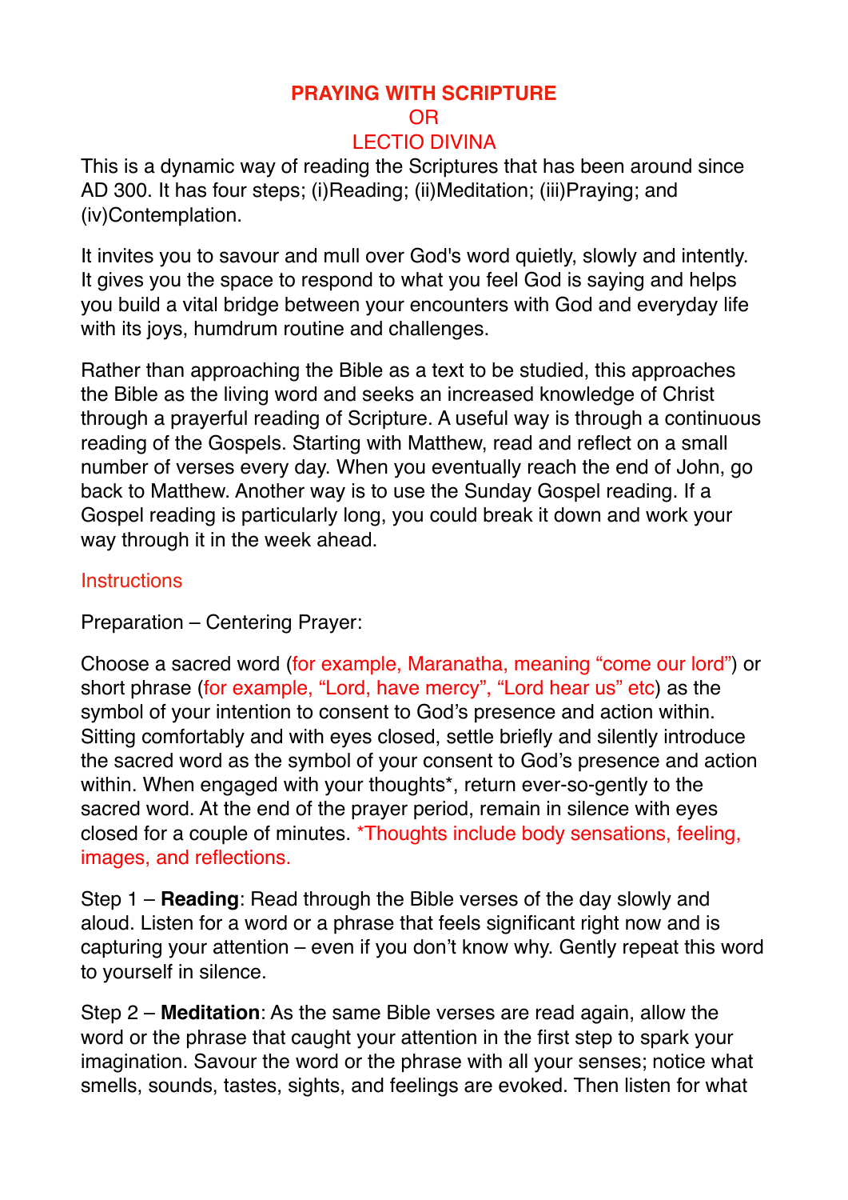# PRAYING WITH SCRIPTURE
# OR
# LECTIO DIVINA

This is a dynamic way of reading the Scriptures that has been around since AD 300. It has four steps; (i)Reading; (ii)Meditation; (iii)Praying; and (iv)Contemplation.

It invites you to savour and mull over God's word quietly, slowly and intently. It gives you the space to respond to what you feel God is saying and helps you build a vital bridge between your encounters with God and everyday life with its joys, humdrum routine and challenges.

Rather than approaching the Bible as a text to be studied, this approaches the Bible as the living word and seeks an increased knowledge of Christ through a prayerful reading of Scripture. A useful way is through a continuous reading of the Gospels. Starting with Matthew, read and reflect on a small number of verses every day. When you eventually reach the end of John, go back to Matthew. Another way is to use the Sunday Gospel reading. If a Gospel reading is particularly long, you could break it down and work your way through it in the week ahead.

## Instructions

Preparation – Centering Prayer:

Choose a sacred word (for example, Maranatha, meaning "come our lord") or short phrase (for example, "Lord, have mercy", "Lord hear us" etc) as the symbol of your intention to consent to God's presence and action within. Sitting comfortably and with eyes closed, settle briefly and silently introduce the sacred word as the symbol of your consent to God's presence and action within. When engaged with your thoughts*, return ever-so-gently to the sacred word. At the end of the prayer period, remain in silence with eyes closed for a couple of minutes. *Thoughts include body sensations, feeling, images, and reflections.

Step 1 – **Reading**: Read through the Bible verses of the day slowly and aloud. Listen for a word or a phrase that feels significant right now and is capturing your attention – even if you don't know why. Gently repeat this word to yourself in silence.

Step 2 – **Meditation**: As the same Bible verses are read again, allow the word or the phrase that caught your attention in the first step to spark your imagination. Savour the word or the phrase with all your senses; notice what smells, sounds, tastes, sights, and feelings are evoked. Then listen for what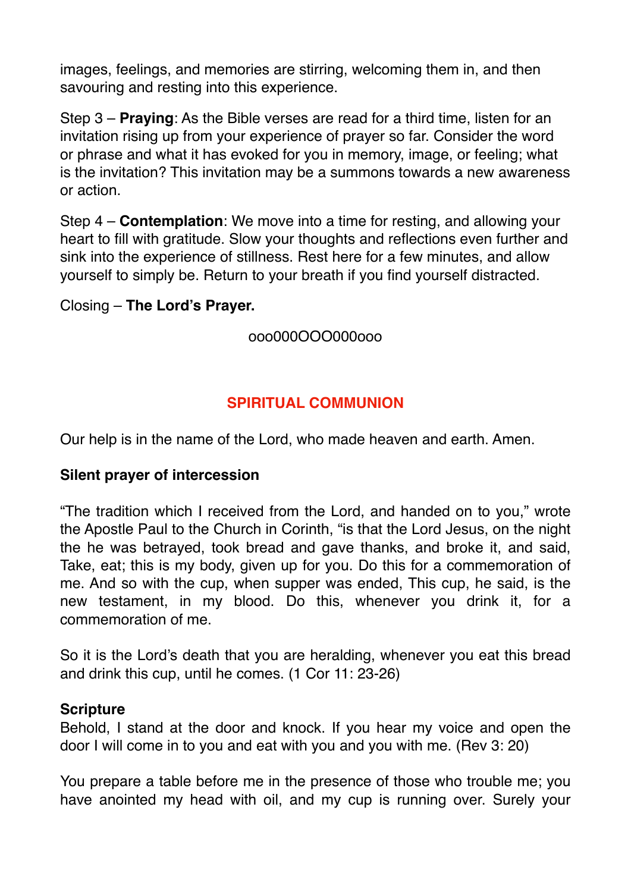images, feelings, and memories are stirring, welcoming them in, and then savouring and resting into this experience.

Step 3 – **Praying**: As the Bible verses are read for a third time, listen for an invitation rising up from your experience of prayer so far. Consider the word or phrase and what it has evoked for you in memory, image, or feeling; what is the invitation? This invitation may be a summons towards a new awareness or action.

Step 4 – **Contemplation**: We move into a time for resting, and allowing your heart to fill with gratitude. Slow your thoughts and reflections even further and sink into the experience of stillness. Rest here for a few minutes, and allow yourself to simply be. Return to your breath if you find yourself distracted.

Closing – **The Lord's Prayer.**

ooo000OOO000ooo

## SPIRITUAL COMMUNION

Our help is in the name of the Lord, who made heaven and earth. Amen.

**Silent prayer of intercession**

"The tradition which I received from the Lord, and handed on to you," wrote the Apostle Paul to the Church in Corinth, "is that the Lord Jesus, on the night the he was betrayed, took bread and gave thanks, and broke it, and said, Take, eat; this is my body, given up for you. Do this for a commemoration of me. And so with the cup, when supper was ended, This cup, he said, is the new testament, in my blood. Do this, whenever you drink it, for a commemoration of me.

So it is the Lord's death that you are heralding, whenever you eat this bread and drink this cup, until he comes. (1 Cor 11: 23-26)

**Scripture**
Behold, I stand at the door and knock. If you hear my voice and open the door I will come in to you and eat with you and you with me. (Rev 3: 20)

You prepare a table before me in the presence of those who trouble me; you have anointed my head with oil, and my cup is running over. Surely your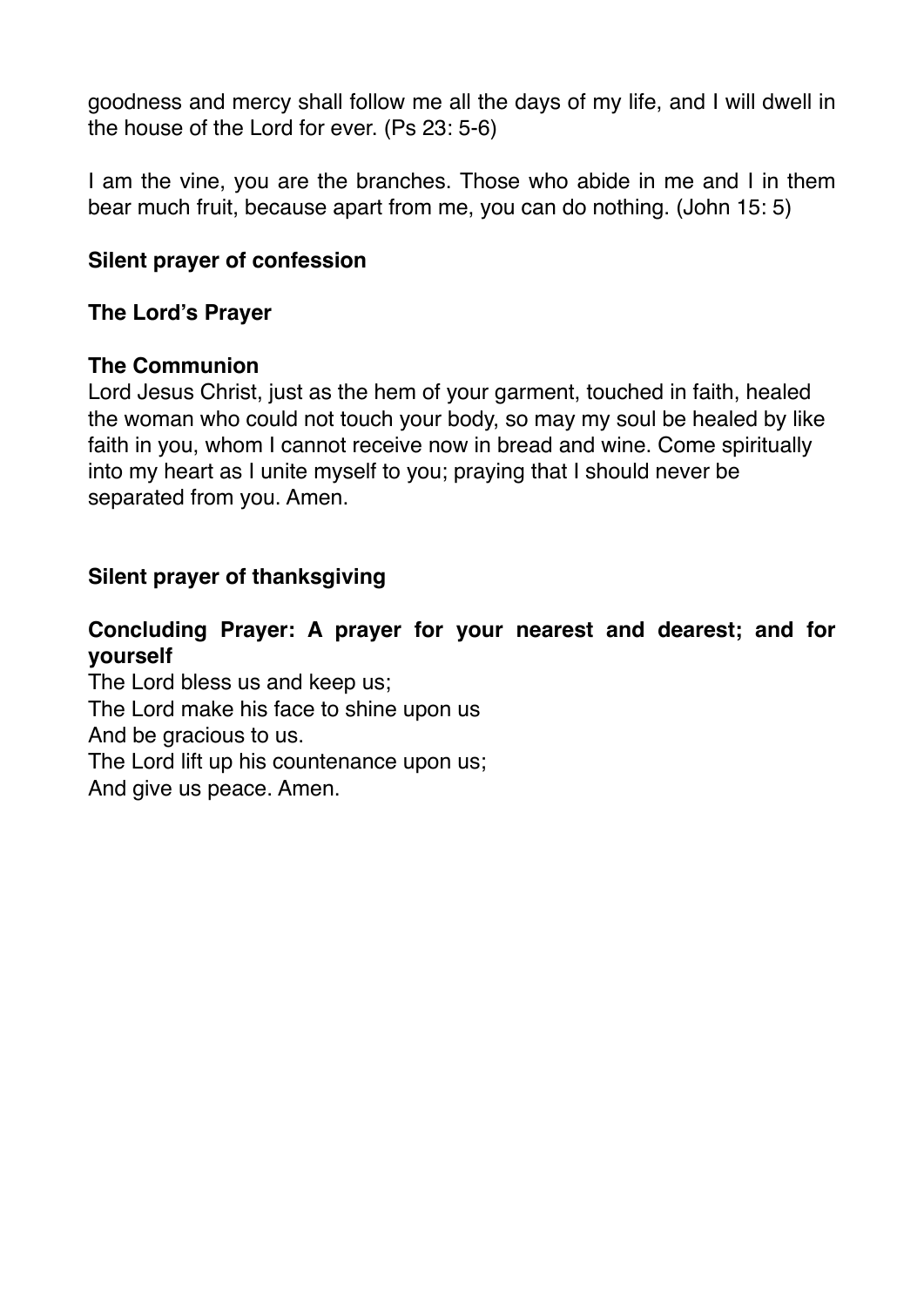goodness and mercy shall follow me all the days of my life, and I will dwell in the house of the Lord for ever. (Ps 23: 5-6)

I am the vine, you are the branches. Those who abide in me and I in them bear much fruit, because apart from me, you can do nothing. (John 15: 5)

**Silent prayer of confession**

**The Lord's Prayer**

**The Communion**

Lord Jesus Christ, just as the hem of your garment, touched in faith, healed the woman who could not touch your body, so may my soul be healed by like faith in you, whom I cannot receive now in bread and wine. Come spiritually into my heart as I unite myself to you; praying that I should never be separated from you. Amen.

**Silent prayer of thanksgiving**

**Concluding Prayer: A prayer for your nearest and dearest; and for yourself**

The Lord bless us and keep us;
The Lord make his face to shine upon us
And be gracious to us.
The Lord lift up his countenance upon us;
And give us peace. Amen.